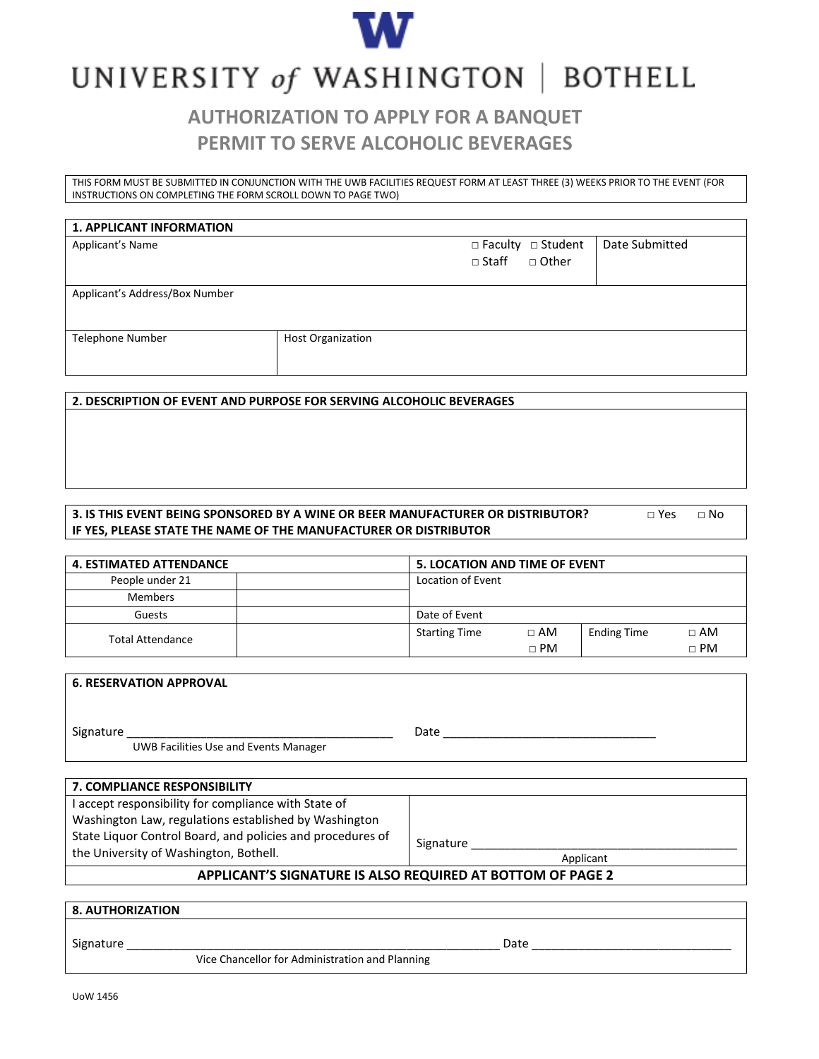# UNIVERSITY of WASHINGTON | BOTHELL

## AUTHORIZATION TO APPLY FOR A BANQUET PERMIT TO SERVE ALCOHOLIC BEVERAGES

THIS FORM MUST BE SUBMITTED IN CONJUNCTION WITH THE UWB FACILITIES REQUEST FORM AT LEAST THREE (3) WEEKS PRIOR TO THE EVENT (FOR INSTRUCTIONS ON COMPLETING THE FORM SCROLL DOWN TO PAGE TWO)

**1. APPLICANT INFORMATION**

| Applicant's Name | | □ Faculty □ Student □ Staff □ Other | Date Submitted |
|---|---|---|---|
| Applicant's Address/Box Number | | | |
| Telephone Number | Host Organization | | |

**2. DESCRIPTION OF EVENT AND PURPOSE FOR SERVING ALCOHOLIC BEVERAGES**

**3. IS THIS EVENT BEING SPONSORED BY A WINE OR BEER MANUFACTURER OR DISTRIBUTOR?** □ Yes □ No
**IF YES, PLEASE STATE THE NAME OF THE MANUFACTURER OR DISTRIBUTOR**

| **4. ESTIMATED ATTENDANCE** | | **5. LOCATION AND TIME OF EVENT** | | | |
|---|---|---|---|---|---|
| People under 21 | | Location of Event | | | |
| Members | | | | | |
| Guests | | Date of Event | | | |
| Total Attendance | | Starting Time | □ AM □ PM | Ending Time | □ AM □ PM |

**6. RESERVATION APPROVAL**

Signature ______________________________ Date ______________________________
UWB Facilities Use and Events Manager

**7. COMPLIANCE RESPONSIBILITY**

I accept responsibility for compliance with State of Washington Law, regulations established by Washington State Liquor Control Board, and policies and procedures of the University of Washington, Bothell.

Signature ______________________________
Applicant

**APPLICANT'S SIGNATURE IS ALSO REQUIRED AT BOTTOM OF PAGE 2**

**8. AUTHORIZATION**

Signature ______________________________ Date ______________________________
Vice Chancellor for Administration and Planning

UoW 1456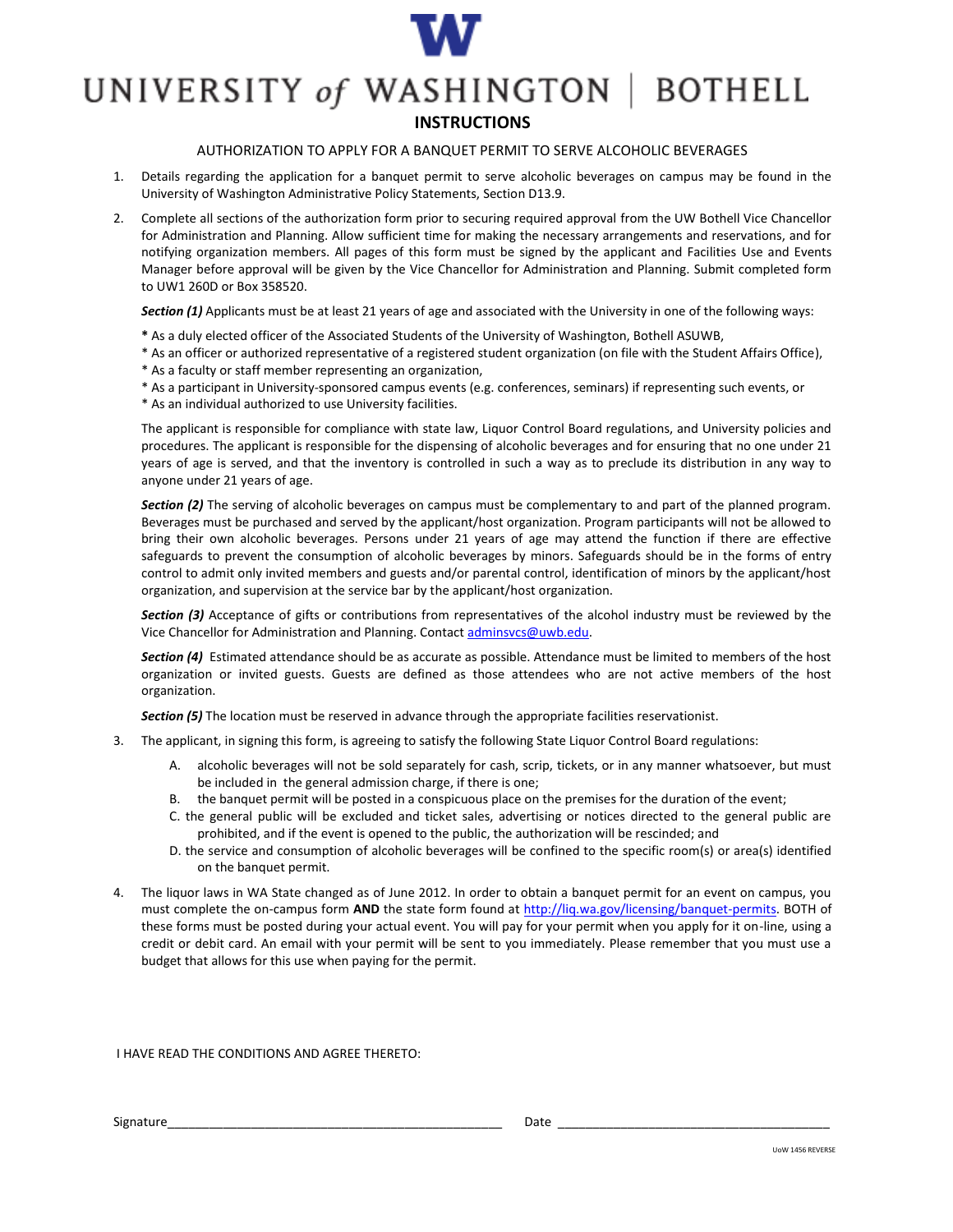# UNIVERSITY of WASHINGTON | BOTHELL

## INSTRUCTIONS

AUTHORIZATION TO APPLY FOR A BANQUET PERMIT TO SERVE ALCOHOLIC BEVERAGES

1. Details regarding the application for a banquet permit to serve alcoholic beverages on campus may be found in the University of Washington Administrative Policy Statements, Section D13.9.

2. Complete all sections of the authorization form prior to securing required approval from the UW Bothell Vice Chancellor for Administration and Planning. Allow sufficient time for making the necessary arrangements and reservations, and for notifying organization members. All pages of this form must be signed by the applicant and Facilities Use and Events Manager before approval will be given by the Vice Chancellor for Administration and Planning. Submit completed form to UW1 260D or Box 358520.

   ***Section (1)*** Applicants must be at least 21 years of age and associated with the University in one of the following ways:

   **\*** As a duly elected officer of the Associated Students of the University of Washington, Bothell ASUWB,
   \* As an officer or authorized representative of a registered student organization (on file with the Student Affairs Office),
   \* As a faculty or staff member representing an organization,
   \* As a participant in University-sponsored campus events (e.g. conferences, seminars) if representing such events, or
   \* As an individual authorized to use University facilities.

   The applicant is responsible for compliance with state law, Liquor Control Board regulations, and University policies and procedures. The applicant is responsible for the dispensing of alcoholic beverages and for ensuring that no one under 21 years of age is served, and that the inventory is controlled in such a way as to preclude its distribution in any way to anyone under 21 years of age.

   ***Section (2)*** The serving of alcoholic beverages on campus must be complementary to and part of the planned program. Beverages must be purchased and served by the applicant/host organization. Program participants will not be allowed to bring their own alcoholic beverages. Persons under 21 years of age may attend the function if there are effective safeguards to prevent the consumption of alcoholic beverages by minors. Safeguards should be in the forms of entry control to admit only invited members and guests and/or parental control, identification of minors by the applicant/host organization, and supervision at the service bar by the applicant/host organization.

   ***Section (3)*** Acceptance of gifts or contributions from representatives of the alcohol industry must be reviewed by the Vice Chancellor for Administration and Planning. Contact adminsvcs@uwb.edu.

   ***Section (4)*** Estimated attendance should be as accurate as possible. Attendance must be limited to members of the host organization or invited guests. Guests are defined as those attendees who are not active members of the host organization.

   ***Section (5)*** The location must be reserved in advance through the appropriate facilities reservationist.

3. The applicant, in signing this form, is agreeing to satisfy the following State Liquor Control Board regulations:

   A. alcoholic beverages will not be sold separately for cash, scrip, tickets, or in any manner whatsoever, but must be included in the general admission charge, if there is one;
   B. the banquet permit will be posted in a conspicuous place on the premises for the duration of the event;
   C. the general public will be excluded and ticket sales, advertising or notices directed to the general public are prohibited, and if the event is opened to the public, the authorization will be rescinded; and
   D. the service and consumption of alcoholic beverages will be confined to the specific room(s) or area(s) identified on the banquet permit.

4. The liquor laws in WA State changed as of June 2012. In order to obtain a banquet permit for an event on campus, you must complete the on-campus form **AND** the state form found at http://liq.wa.gov/licensing/banquet-permits. BOTH of these forms must be posted during your actual event. You will pay for your permit when you apply for it on-line, using a credit or debit card. An email with your permit will be sent to you immediately. Please remember that you must use a budget that allows for this use when paying for the permit.

I HAVE READ THE CONDITIONS AND AGREE THERETO:

Signature_________________________________________________ Date ________________________________________

UoW 1456 REVERSE